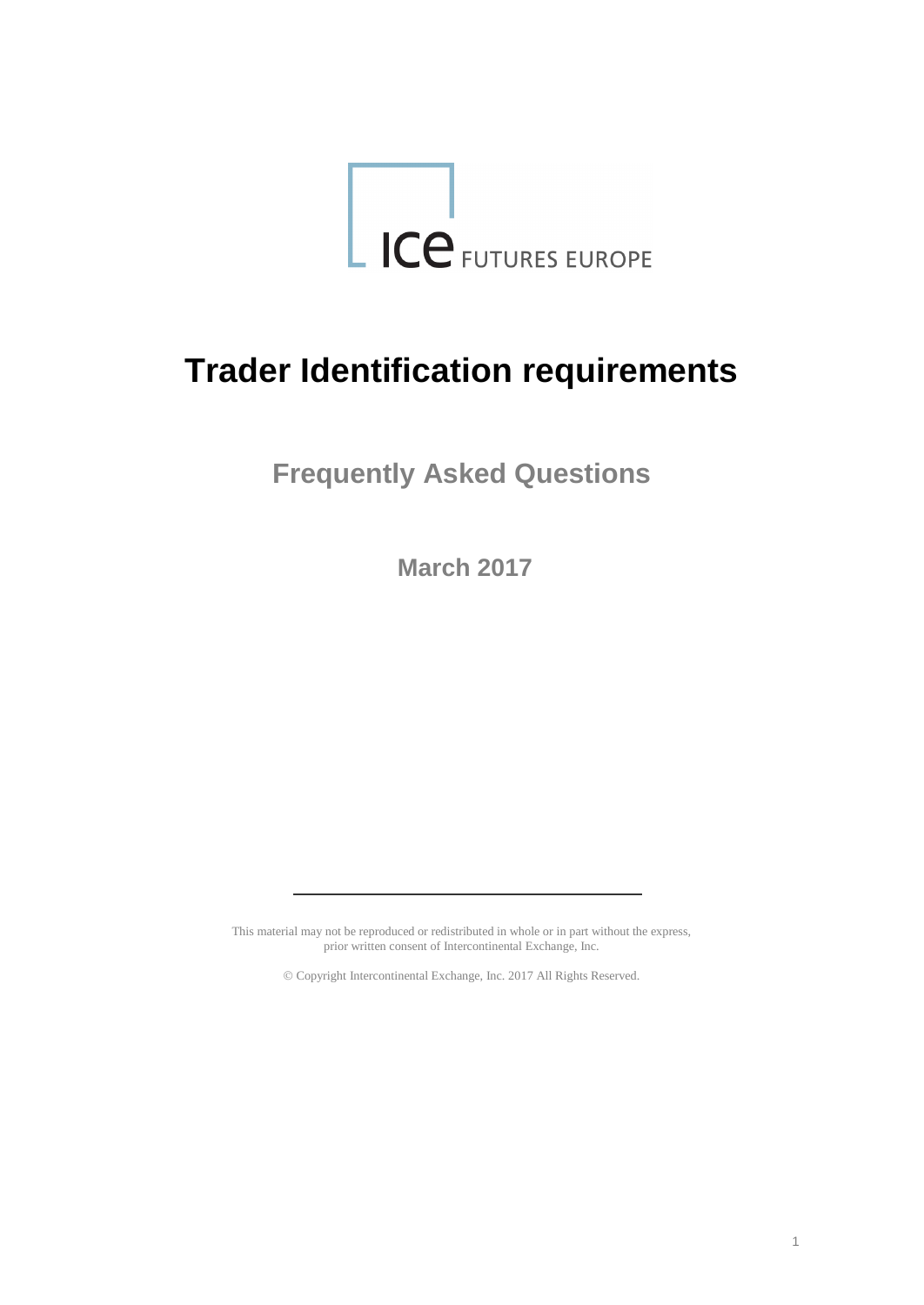ICE FUTURES EUROPE

# Trader Identification requirements

## Frequently Asked Questions

### March 2017

This material may not be reproduced or redistributed in whole or in part without the express, prior written consent of Intercontinental Exchange, Inc.

© Copyright Intercontinental Exchange, Inc. 2017 All Rights Reserved.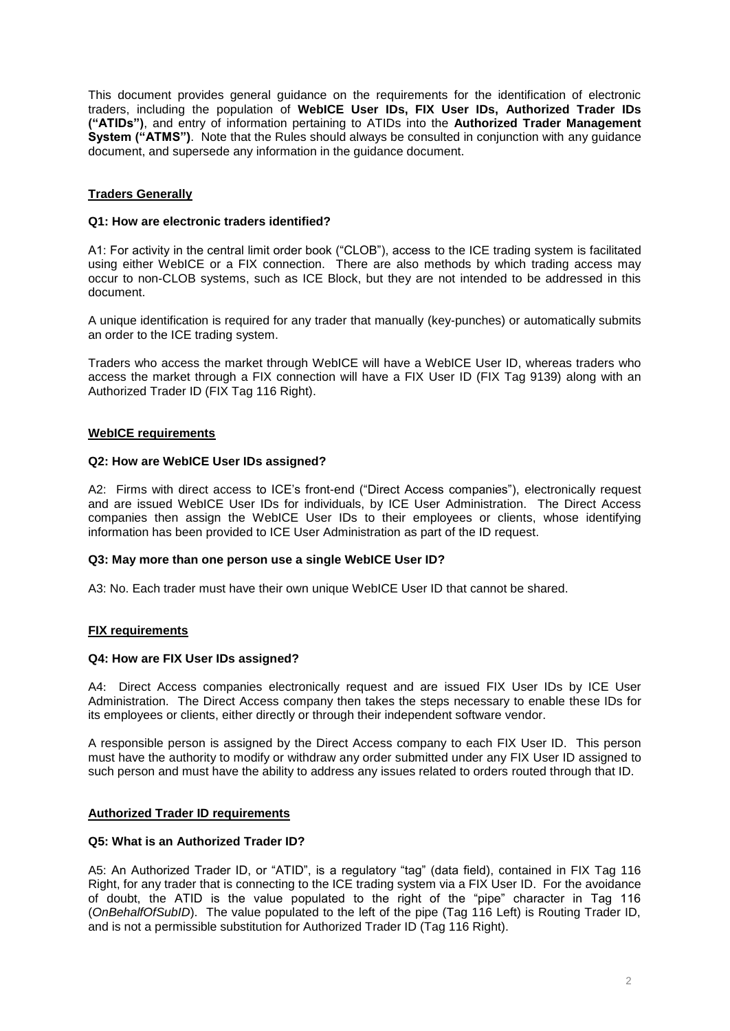This document provides general guidance on the requirements for the identification of electronic traders, including the population of **WebICE User IDs, FIX User IDs, Authorized Trader IDs ("ATIDs")**, and entry of information pertaining to ATIDs into the **Authorized Trader Management System ("ATMS")**. Note that the Rules should always be consulted in conjunction with any guidance document, and supersede any information in the guidance document.

## Traders Generally

### Q1: How are electronic traders identified?

A1: For activity in the central limit order book ("CLOB"), access to the ICE trading system is facilitated using either WebICE or a FIX connection. There are also methods by which trading access may occur to non-CLOB systems, such as ICE Block, but they are not intended to be addressed in this document.

A unique identification is required for any trader that manually (key-punches) or automatically submits an order to the ICE trading system.

Traders who access the market through WebICE will have a WebICE User ID, whereas traders who access the market through a FIX connection will have a FIX User ID (FIX Tag 9139) along with an Authorized Trader ID (FIX Tag 116 Right).

## WebICE requirements

### Q2: How are WebICE User IDs assigned?

A2: Firms with direct access to ICE's front-end ("Direct Access companies"), electronically request and are issued WebICE User IDs for individuals, by ICE User Administration. The Direct Access companies then assign the WebICE User IDs to their employees or clients, whose identifying information has been provided to ICE User Administration as part of the ID request.

### Q3: May more than one person use a single WebICE User ID?

A3: No. Each trader must have their own unique WebICE User ID that cannot be shared.

## FIX requirements

### Q4: How are FIX User IDs assigned?

A4: Direct Access companies electronically request and are issued FIX User IDs by ICE User Administration. The Direct Access company then takes the steps necessary to enable these IDs for its employees or clients, either directly or through their independent software vendor.

A responsible person is assigned by the Direct Access company to each FIX User ID. This person must have the authority to modify or withdraw any order submitted under any FIX User ID assigned to such person and must have the ability to address any issues related to orders routed through that ID.

## Authorized Trader ID requirements

### Q5: What is an Authorized Trader ID?

A5: An Authorized Trader ID, or "ATID", is a regulatory "tag" (data field), contained in FIX Tag 116 Right, for any trader that is connecting to the ICE trading system via a FIX User ID. For the avoidance of doubt, the ATID is the value populated to the right of the "pipe" character in Tag 116 (*OnBehalfOfSubID*). The value populated to the left of the pipe (Tag 116 Left) is Routing Trader ID, and is not a permissible substitution for Authorized Trader ID (Tag 116 Right).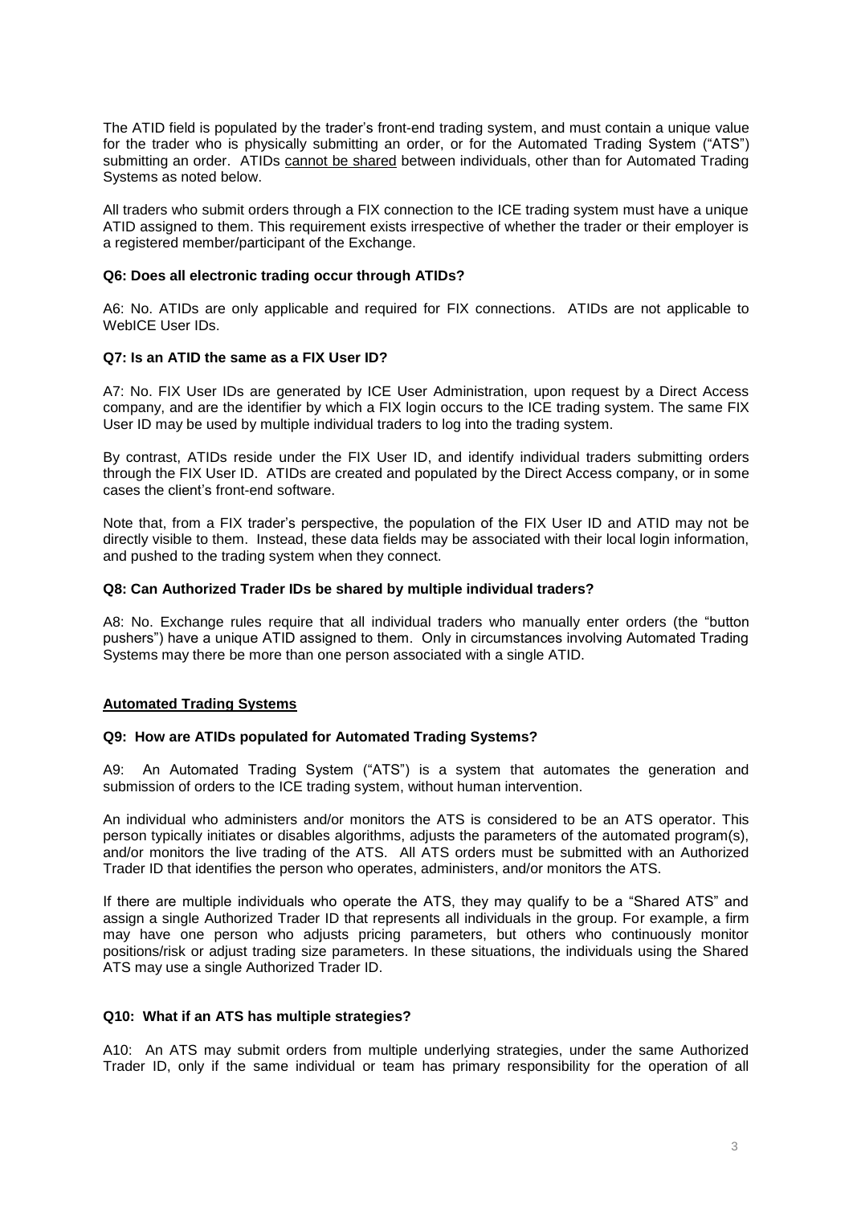The ATID field is populated by the trader's front-end trading system, and must contain a unique value for the trader who is physically submitting an order, or for the Automated Trading System ("ATS") submitting an order. ATIDs <u>cannot be shared</u> between individuals, other than for Automated Trading Systems as noted below.

All traders who submit orders through a FIX connection to the ICE trading system must have a unique ATID assigned to them. This requirement exists irrespective of whether the trader or their employer is a registered member/participant of the Exchange.

**Q6: Does all electronic trading occur through ATIDs?**

A6: No. ATIDs are only applicable and required for FIX connections. ATIDs are not applicable to WebICE User IDs.

**Q7: Is an ATID the same as a FIX User ID?**

A7: No. FIX User IDs are generated by ICE User Administration, upon request by a Direct Access company, and are the identifier by which a FIX login occurs to the ICE trading system. The same FIX User ID may be used by multiple individual traders to log into the trading system.

By contrast, ATIDs reside under the FIX User ID, and identify individual traders submitting orders through the FIX User ID. ATIDs are created and populated by the Direct Access company, or in some cases the client's front-end software.

Note that, from a FIX trader's perspective, the population of the FIX User ID and ATID may not be directly visible to them. Instead, these data fields may be associated with their local login information, and pushed to the trading system when they connect.

**Q8: Can Authorized Trader IDs be shared by multiple individual traders?**

A8: No. Exchange rules require that all individual traders who manually enter orders (the "button pushers") have a unique ATID assigned to them. Only in circumstances involving Automated Trading Systems may there be more than one person associated with a single ATID.

## <u>Automated Trading Systems</u>

**Q9: How are ATIDs populated for Automated Trading Systems?**

A9: An Automated Trading System ("ATS") is a system that automates the generation and submission of orders to the ICE trading system, without human intervention.

An individual who administers and/or monitors the ATS is considered to be an ATS operator. This person typically initiates or disables algorithms, adjusts the parameters of the automated program(s), and/or monitors the live trading of the ATS. All ATS orders must be submitted with an Authorized Trader ID that identifies the person who operates, administers, and/or monitors the ATS.

If there are multiple individuals who operate the ATS, they may qualify to be a "Shared ATS" and assign a single Authorized Trader ID that represents all individuals in the group. For example, a firm may have one person who adjusts pricing parameters, but others who continuously monitor positions/risk or adjust trading size parameters. In these situations, the individuals using the Shared ATS may use a single Authorized Trader ID.

**Q10: What if an ATS has multiple strategies?**

A10: An ATS may submit orders from multiple underlying strategies, under the same Authorized Trader ID, only if the same individual or team has primary responsibility for the operation of all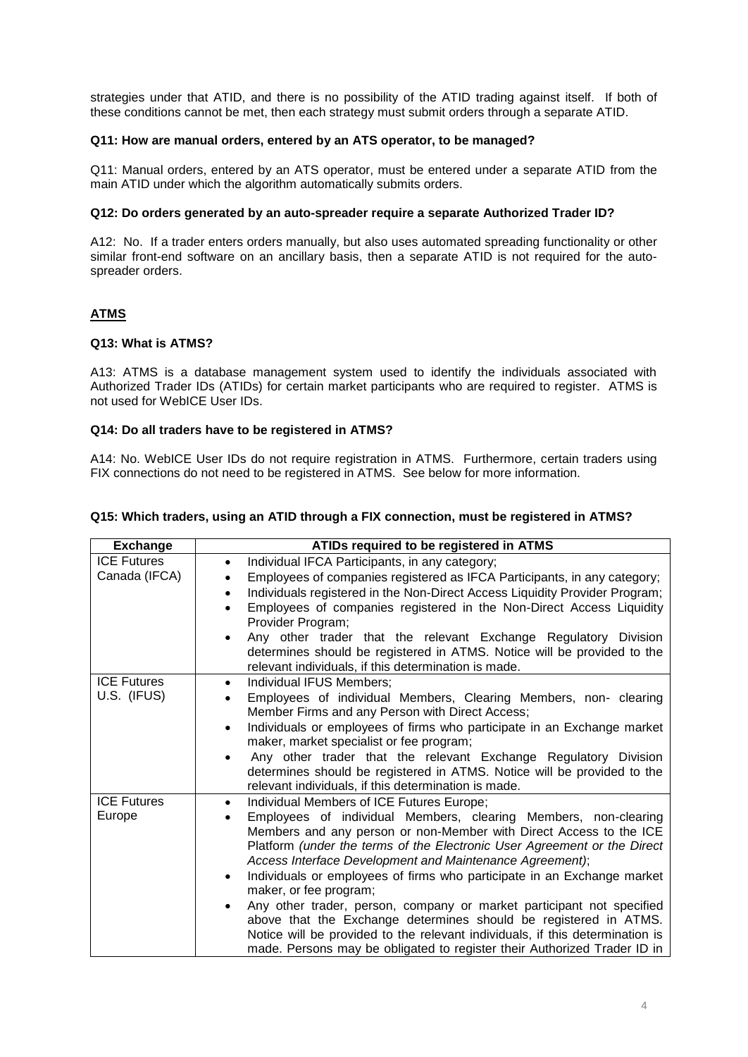strategies under that ATID, and there is no possibility of the ATID trading against itself. If both of these conditions cannot be met, then each strategy must submit orders through a separate ATID.

**Q11: How are manual orders, entered by an ATS operator, to be managed?**

Q11: Manual orders, entered by an ATS operator, must be entered under a separate ATID from the main ATID under which the algorithm automatically submits orders.

**Q12: Do orders generated by an auto-spreader require a separate Authorized Trader ID?**

A12: No. If a trader enters orders manually, but also uses automated spreading functionality or other similar front-end software on an ancillary basis, then a separate ATID is not required for the auto-spreader orders.

## ATMS

**Q13: What is ATMS?**

A13: ATMS is a database management system used to identify the individuals associated with Authorized Trader IDs (ATIDs) for certain market participants who are required to register. ATMS is not used for WebICE User IDs.

**Q14: Do all traders have to be registered in ATMS?**

A14: No. WebICE User IDs do not require registration in ATMS. Furthermore, certain traders using FIX connections do not need to be registered in ATMS. See below for more information.

**Q15: Which traders, using an ATID through a FIX connection, must be registered in ATMS?**

| Exchange | ATIDs required to be registered in ATMS |
|---|---|
| ICE Futures Canada (IFCA) | • Individual IFCA Participants, in any category;<br>• Employees of companies registered as IFCA Participants, in any category;<br>• Individuals registered in the Non-Direct Access Liquidity Provider Program;<br>• Employees of companies registered in the Non-Direct Access Liquidity Provider Program;<br>• Any other trader that the relevant Exchange Regulatory Division determines should be registered in ATMS. Notice will be provided to the relevant individuals, if this determination is made. |
| ICE Futures U.S. (IFUS) | • Individual IFUS Members;<br>• Employees of individual Members, Clearing Members, non- clearing Member Firms and any Person with Direct Access;<br>• Individuals or employees of firms who participate in an Exchange market maker, market specialist or fee program;<br>• Any other trader that the relevant Exchange Regulatory Division determines should be registered in ATMS. Notice will be provided to the relevant individuals, if this determination is made. |
| ICE Futures Europe | • Individual Members of ICE Futures Europe;<br>• Employees of individual Members, clearing Members, non-clearing Members and any person or non-Member with Direct Access to the ICE Platform *(under the terms of the Electronic User Agreement or the Direct Access Interface Development and Maintenance Agreement)*;<br>• Individuals or employees of firms who participate in an Exchange market maker, or fee program;<br>• Any other trader, person, company or market participant not specified above that the Exchange determines should be registered in ATMS. Notice will be provided to the relevant individuals, if this determination is made. Persons may be obligated to register their Authorized Trader ID in |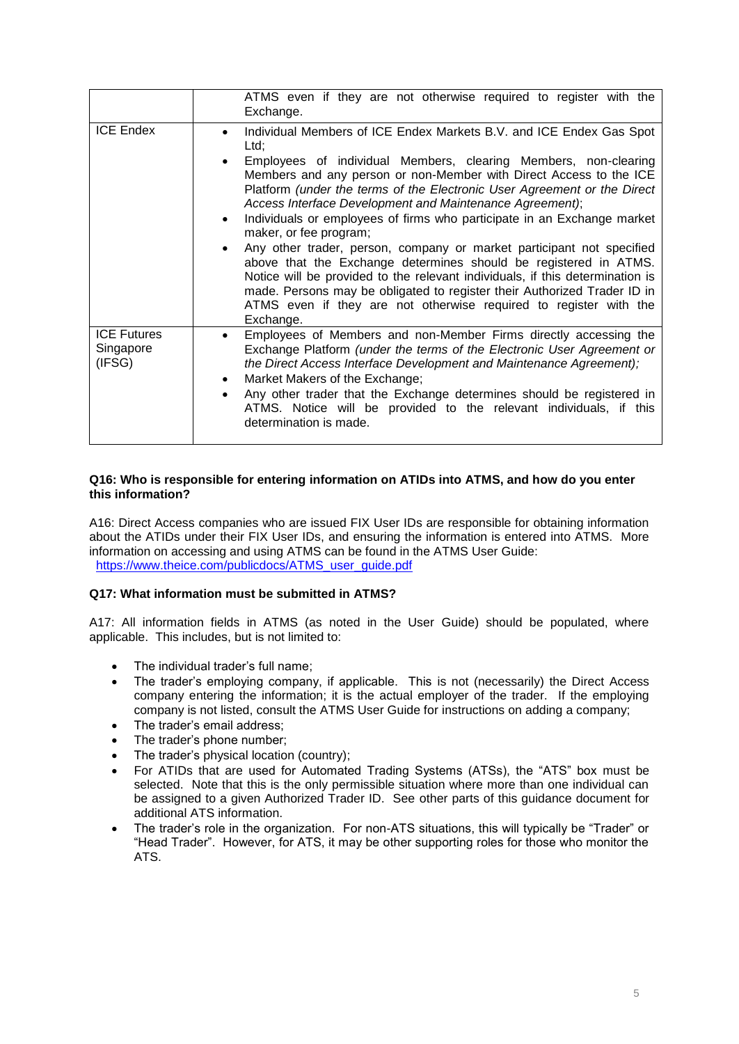| | |
|---|---|
| | ATMS even if they are not otherwise required to register with the Exchange. |
| ICE Endex | • Individual Members of ICE Endex Markets B.V. and ICE Endex Gas Spot Ltd;<br>• Employees of individual Members, clearing Members, non-clearing Members and any person or non-Member with Direct Access to the ICE Platform *(under the terms of the Electronic User Agreement or the Direct Access Interface Development and Maintenance Agreement)*;<br>• Individuals or employees of firms who participate in an Exchange market maker, or fee program;<br>• Any other trader, person, company or market participant not specified above that the Exchange determines should be registered in ATMS. Notice will be provided to the relevant individuals, if this determination is made. Persons may be obligated to register their Authorized Trader ID in ATMS even if they are not otherwise required to register with the Exchange. |
| ICE Futures Singapore (IFSG) | • Employees of Members and non-Member Firms directly accessing the Exchange Platform *(under the terms of the Electronic User Agreement or the Direct Access Interface Development and Maintenance Agreement);*<br>• Market Makers of the Exchange;<br>• Any other trader that the Exchange determines should be registered in ATMS. Notice will be provided to the relevant individuals, if this determination is made. |

**Q16: Who is responsible for entering information on ATIDs into ATMS, and how do you enter this information?**

A16: Direct Access companies who are issued FIX User IDs are responsible for obtaining information about the ATIDs under their FIX User IDs, and ensuring the information is entered into ATMS. More information on accessing and using ATMS can be found in the ATMS User Guide: https://www.theice.com/publicdocs/ATMS_user_guide.pdf

**Q17: What information must be submitted in ATMS?**

A17: All information fields in ATMS (as noted in the User Guide) should be populated, where applicable. This includes, but is not limited to:

- The individual trader's full name;
- The trader's employing company, if applicable. This is not (necessarily) the Direct Access company entering the information; it is the actual employer of the trader. If the employing company is not listed, consult the ATMS User Guide for instructions on adding a company;
- The trader's email address;
- The trader's phone number;
- The trader's physical location (country);
- For ATIDs that are used for Automated Trading Systems (ATSs), the "ATS" box must be selected. Note that this is the only permissible situation where more than one individual can be assigned to a given Authorized Trader ID. See other parts of this guidance document for additional ATS information.
- The trader's role in the organization. For non-ATS situations, this will typically be "Trader" or "Head Trader". However, for ATS, it may be other supporting roles for those who monitor the ATS.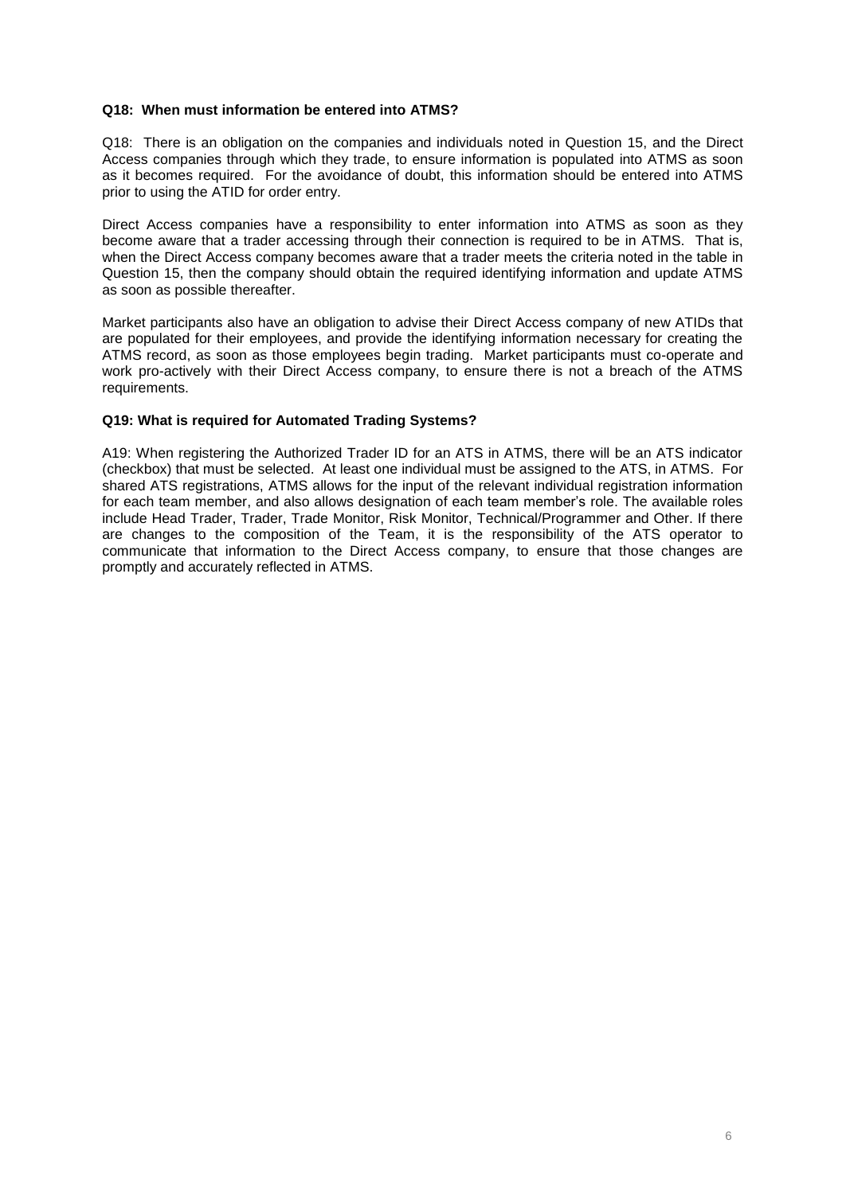**Q18: When must information be entered into ATMS?**

Q18: There is an obligation on the companies and individuals noted in Question 15, and the Direct Access companies through which they trade, to ensure information is populated into ATMS as soon as it becomes required. For the avoidance of doubt, this information should be entered into ATMS prior to using the ATID for order entry.

Direct Access companies have a responsibility to enter information into ATMS as soon as they become aware that a trader accessing through their connection is required to be in ATMS. That is, when the Direct Access company becomes aware that a trader meets the criteria noted in the table in Question 15, then the company should obtain the required identifying information and update ATMS as soon as possible thereafter.

Market participants also have an obligation to advise their Direct Access company of new ATIDs that are populated for their employees, and provide the identifying information necessary for creating the ATMS record, as soon as those employees begin trading. Market participants must co-operate and work pro-actively with their Direct Access company, to ensure there is not a breach of the ATMS requirements.

**Q19: What is required for Automated Trading Systems?**

A19: When registering the Authorized Trader ID for an ATS in ATMS, there will be an ATS indicator (checkbox) that must be selected. At least one individual must be assigned to the ATS, in ATMS. For shared ATS registrations, ATMS allows for the input of the relevant individual registration information for each team member, and also allows designation of each team member's role. The available roles include Head Trader, Trader, Trade Monitor, Risk Monitor, Technical/Programmer and Other. If there are changes to the composition of the Team, it is the responsibility of the ATS operator to communicate that information to the Direct Access company, to ensure that those changes are promptly and accurately reflected in ATMS.